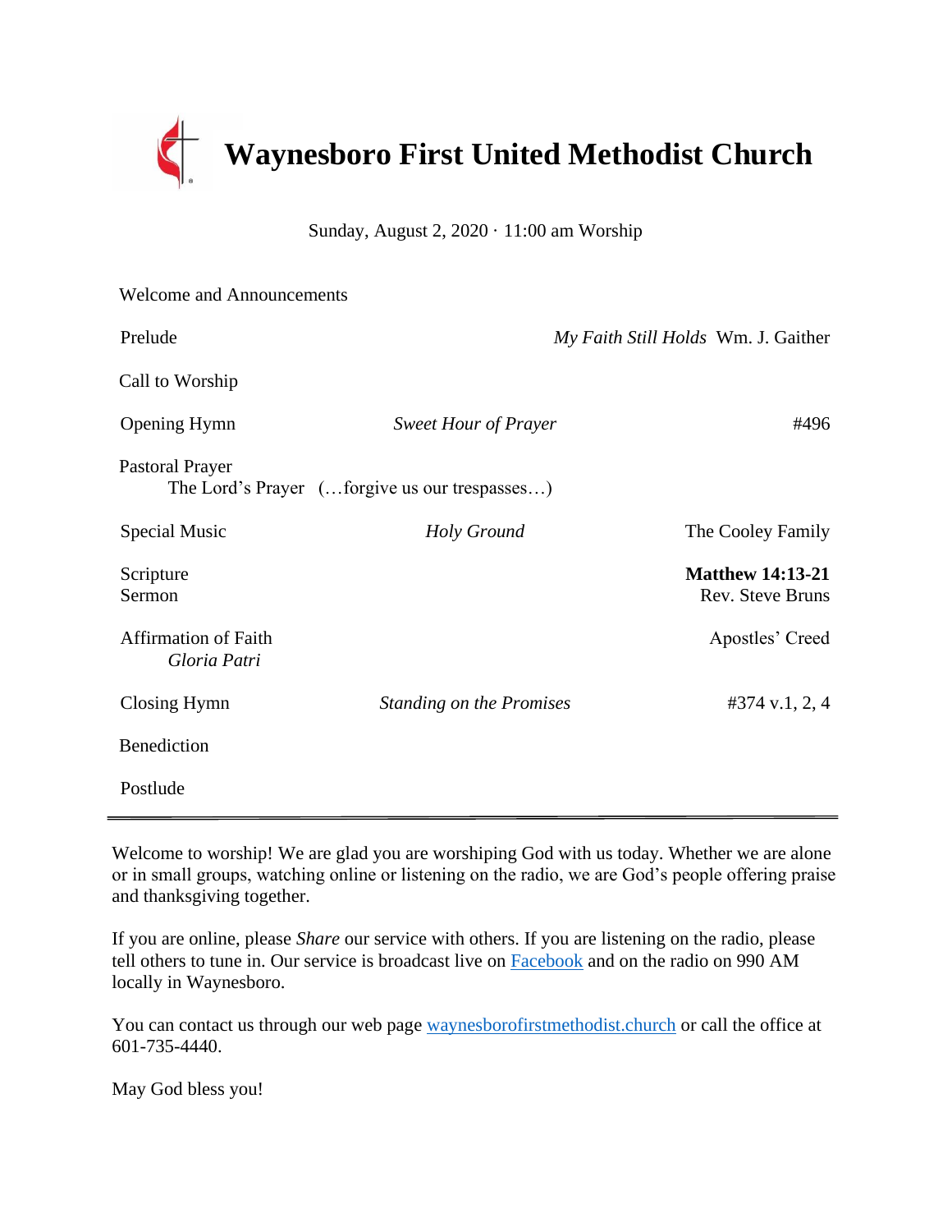# Waynesboro First United Methodist Church

Sunday, August 2, 2020 · 11:00 am Worship

| | | |
|---|---|---|
| Welcome and Announcements | | |
| Prelude | | *My Faith Still Holds* Wm. J. Gaither |
| Call to Worship | | |
| Opening Hymn | *Sweet Hour of Prayer* | #496 |
| Pastoral Prayer<br>The Lord's Prayer (…forgive us our trespasses…) | | |
| Special Music | *Holy Ground* | The Cooley Family |
| Scripture | | **Matthew 14:13-21** |
| Sermon | | Rev. Steve Bruns |
| Affirmation of Faith<br>*Gloria Patri* | | Apostles' Creed |
| Closing Hymn | *Standing on the Promises* | #374 v.1, 2, 4 |
| Benediction | | |
| Postlude | | |

---

Welcome to worship! We are glad you are worshiping God with us today. Whether we are alone or in small groups, watching online or listening on the radio, we are God's people offering praise and thanksgiving together.

If you are online, please *Share* our service with others. If you are listening on the radio, please tell others to tune in. Our service is broadcast live on Facebook and on the radio on 990 AM locally in Waynesboro.

You can contact us through our web page waynesborofirstmethodist.church or call the office at 601-735-4440.

May God bless you!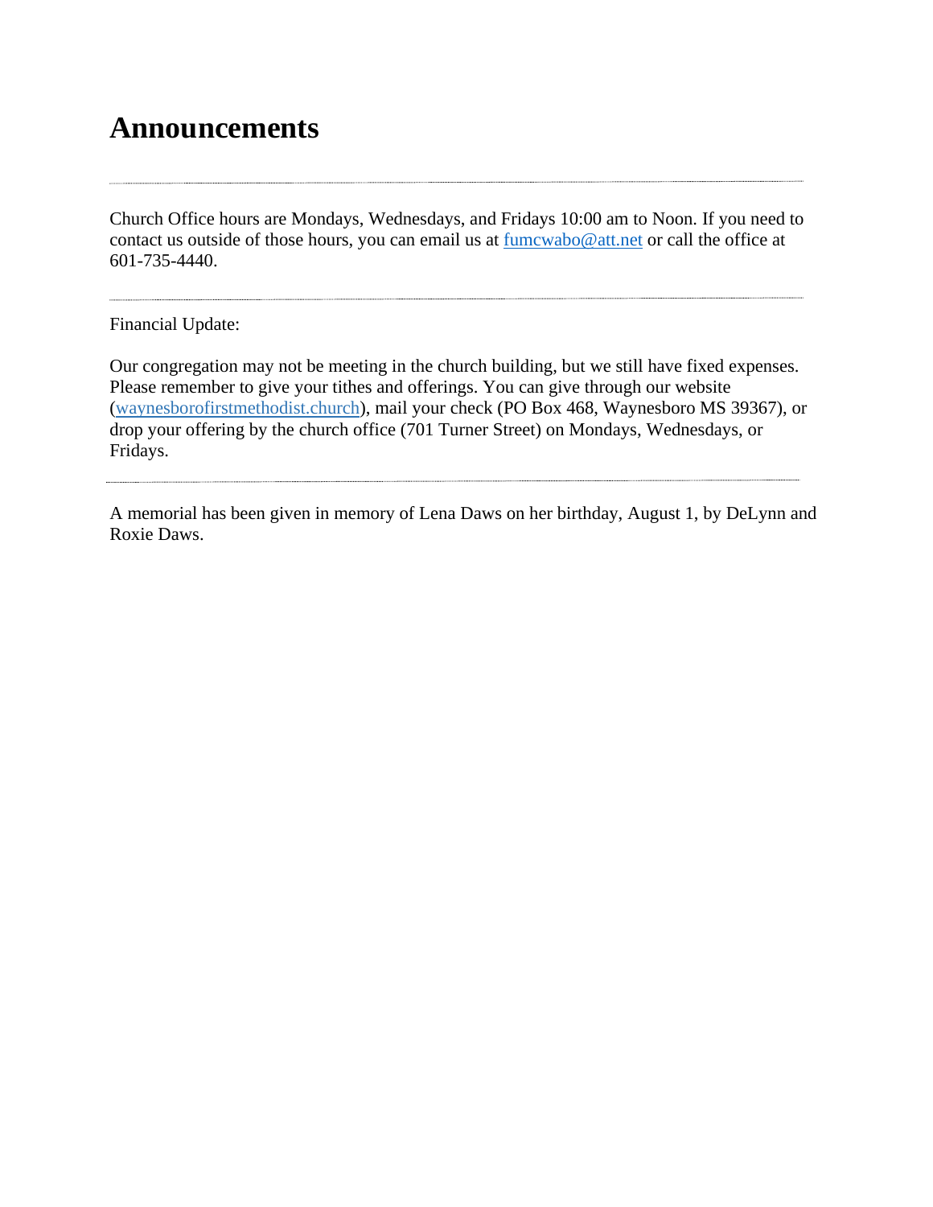# Announcements

---

Church Office hours are Mondays, Wednesdays, and Fridays 10:00 am to Noon. If you need to contact us outside of those hours, you can email us at fumcwabo@att.net or call the office at 601-735-4440.

---

Financial Update:

Our congregation may not be meeting in the church building, but we still have fixed expenses. Please remember to give your tithes and offerings. You can give through our website (waynesborofirstmethodist.church), mail your check (PO Box 468, Waynesboro MS 39367), or drop your offering by the church office (701 Turner Street) on Mondays, Wednesdays, or Fridays.

---

A memorial has been given in memory of Lena Daws on her birthday, August 1, by DeLynn and Roxie Daws.